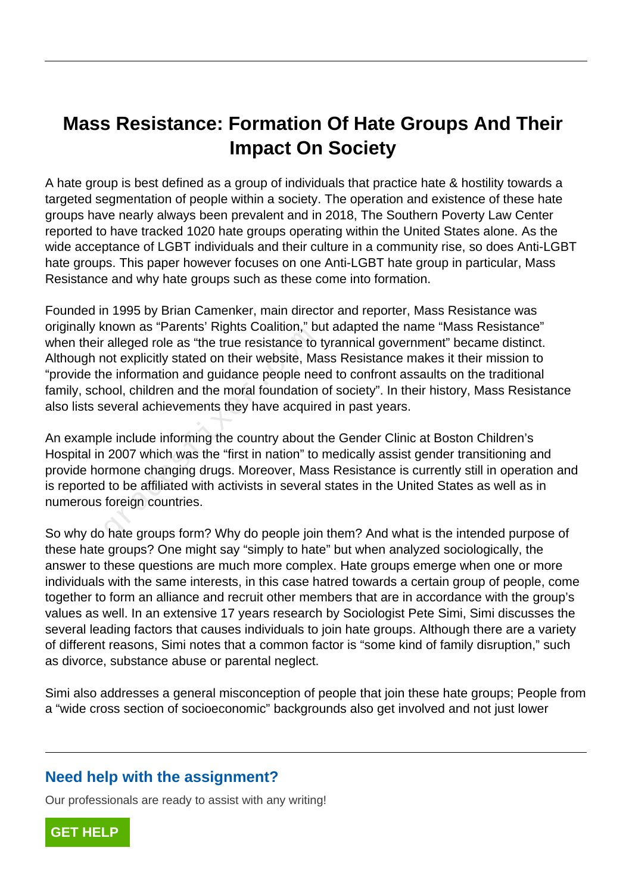# Mass Resistance: Formation Of Hate Groups And Their Impact On Society

A hate group is best defined as a group of individuals that practice hate & hostility towards a targeted segmentation of people within a society. The operation and existence of these hate groups have nearly always been prevalent and in 2018, The Southern Poverty Law Center reported to have tracked 1020 hate groups operating within the United States alone. As the wide acceptance of LGBT individuals and their culture in a community rise, so does Anti-LGBT hate groups. This paper however focuses on one Anti-LGBT hate group in particular, Mass Resistance and why hate groups such as these come into formation.

Founded in 1995 by Brian Camenker, main director and reporter, Mass Resistance was originally known as "Parents' Rights Coalition," but adapted the name "Mass Resistance" when their alleged role as "the true resistance to tyrannical government" became distinct. Although not explicitly stated on their website, Mass Resistance makes it their mission to "provide the information and guidance people need to confront assaults on the traditional family, school, children and the moral foundation of society". In their history, Mass Resistance also lists several achievements they have acquired in past years.

An example include informing the country about the Gender Clinic at Boston Children's Hospital in 2007 which was the "first in nation" to medically assist gender transitioning and provide hormone changing drugs. Moreover, Mass Resistance is currently still in operation and is reported to be affiliated with activists in several states in the United States as well as in numerous foreign countries.

So why do hate groups form? Why do people join them? And what is the intended purpose of these hate groups? One might say "simply to hate" but when analyzed sociologically, the answer to these questions are much more complex. Hate groups emerge when one or more individuals with the same interests, in this case hatred towards a certain group of people, come together to form an alliance and recruit other members that are in accordance with the group's values as well. In an extensive 17 years research by Sociologist Pete Simi, Simi discusses the several leading factors that causes individuals to join hate groups. Although there are a variety of different reasons, Simi notes that a common factor is "some kind of family disruption," such as divorce, substance abuse or parental neglect.

Simi also addresses a general misconception of people that join these hate groups; People from a "wide cross section of socioeconomic" backgrounds also get involved and not just lower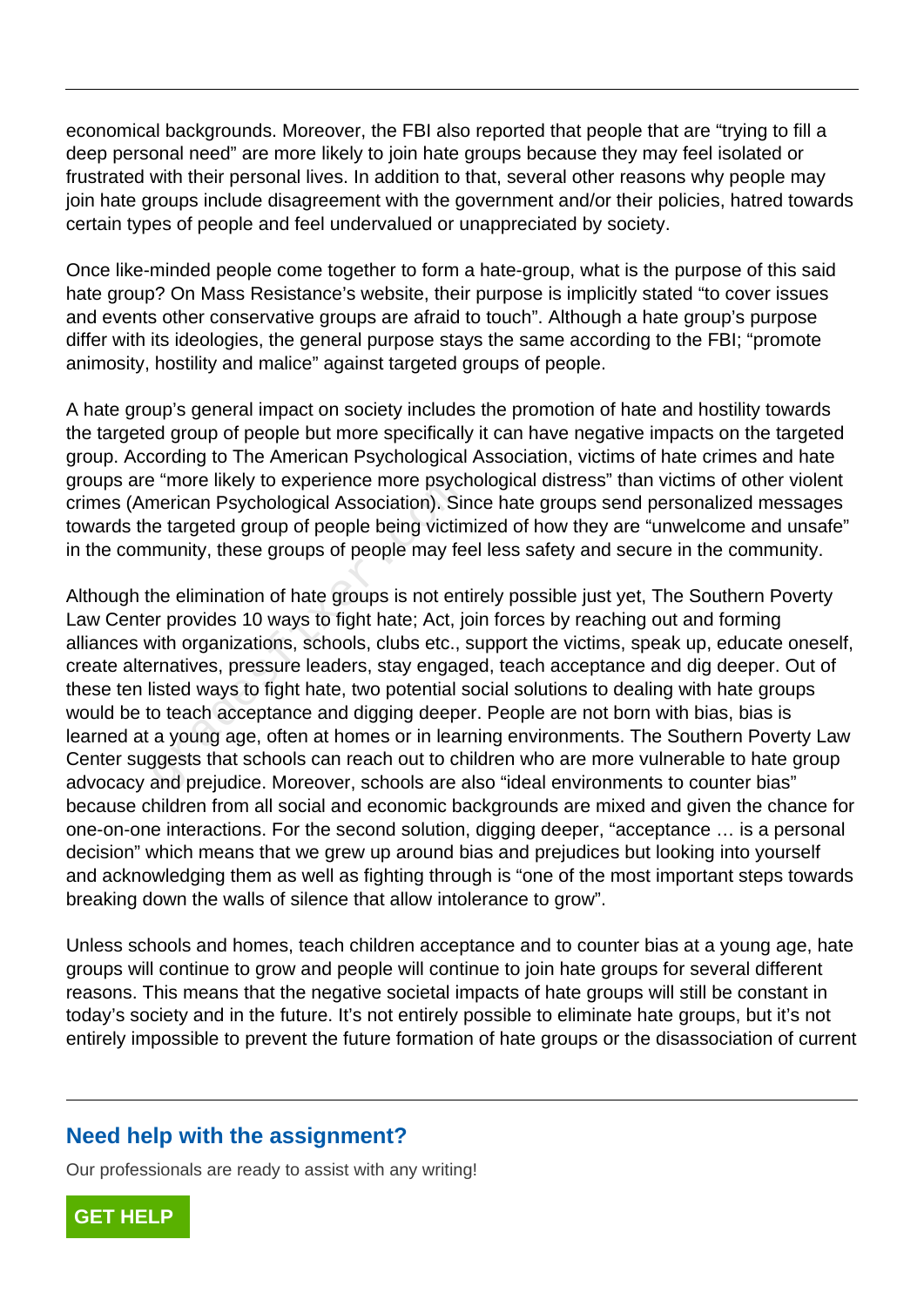economical backgrounds. Moreover, the FBI also reported that people that are "trying to fill a deep personal need" are more likely to join hate groups because they may feel isolated or frustrated with their personal lives. In addition to that, several other reasons why people may join hate groups include disagreement with the government and/or their policies, hatred towards certain types of people and feel undervalued or unappreciated by society.

Once like-minded people come together to form a hate-group, what is the purpose of this said hate group? On Mass Resistance's website, their purpose is implicitly stated "to cover issues and events other conservative groups are afraid to touch". Although a hate group's purpose differ with its ideologies, the general purpose stays the same according to the FBI; "promote animosity, hostility and malice" against targeted groups of people.

A hate group's general impact on society includes the promotion of hate and hostility towards the targeted group of people but more specifically it can have negative impacts on the targeted group. According to The American Psychological Association, victims of hate crimes and hate groups are "more likely to experience more psychological distress" than victims of other violent crimes (American Psychological Association). Since hate groups send personalized messages towards the targeted group of people being victimized of how they are "unwelcome and unsafe" in the community, these groups of people may feel less safety and secure in the community.

Although the elimination of hate groups is not entirely possible just yet, The Southern Poverty Law Center provides 10 ways to fight hate; Act, join forces by reaching out and forming alliances with organizations, schools, clubs etc., support the victims, speak up, educate oneself, create alternatives, pressure leaders, stay engaged, teach acceptance and dig deeper. Out of these ten listed ways to fight hate, two potential social solutions to dealing with hate groups would be to teach acceptance and digging deeper. People are not born with bias, bias is learned at a young age, often at homes or in learning environments. The Southern Poverty Law Center suggests that schools can reach out to children who are more vulnerable to hate group advocacy and prejudice. Moreover, schools are also "ideal environments to counter bias" because children from all social and economic backgrounds are mixed and given the chance for one-on-one interactions. For the second solution, digging deeper, "acceptance … is a personal decision" which means that we grew up around bias and prejudices but looking into yourself and acknowledging them as well as fighting through is "one of the most important steps towards breaking down the walls of silence that allow intolerance to grow".

Unless schools and homes, teach children acceptance and to counter bias at a young age, hate groups will continue to grow and people will continue to join hate groups for several different reasons. This means that the negative societal impacts of hate groups will still be constant in today's society and in the future. It's not entirely possible to eliminate hate groups, but it's not entirely impossible to prevent the future formation of hate groups or the disassociation of current

## Need help with the assignment?

Our professionals are ready to assist with any writing!

**GET HELP**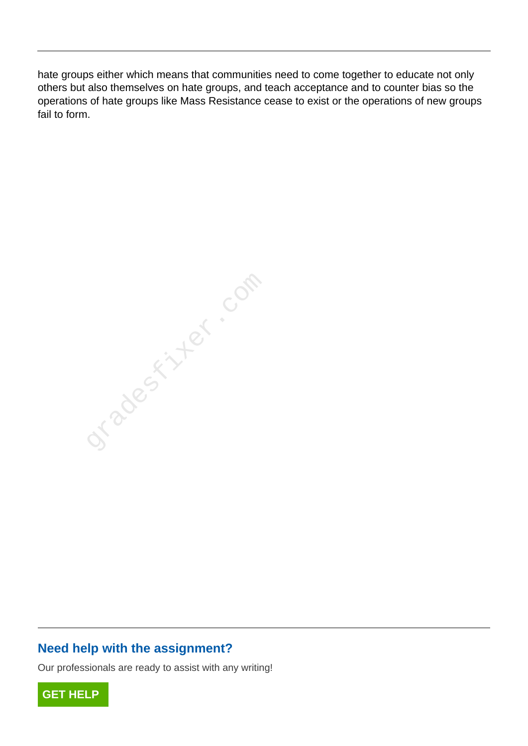hate groups either which means that communities need to come together to educate not only others but also themselves on hate groups, and teach acceptance and to counter bias so the operations of hate groups like Mass Resistance cease to exist or the operations of new groups fail to form.